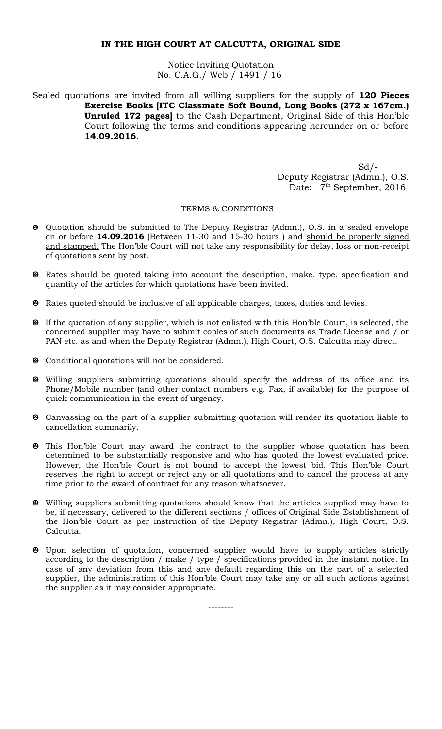**IN THE HIGH COURT AT CALCUTTA, ORIGINAL SIDE**

Notice Inviting Quotation
No. C.A.G./ Web / 1491 / 16

Sealed quotations are invited from all willing suppliers for the supply of **120 Pieces Exercise Books [ITC Classmate Soft Bound, Long Books (272 x 167cm.) Unruled 172 pages]** to the Cash Department, Original Side of this Hon'ble Court following the terms and conditions appearing hereunder on or before **14.09.2016**.

Sd/-
Deputy Registrar (Admn.), O.S.
Date: 7th September, 2016

TERMS & CONDITIONS

- Quotation should be submitted to The Deputy Registrar (Admn.), O.S. in a sealed envelope on or before **14.09.2016** (Between 11-30 and 15-30 hours ) and should be properly signed and stamped. The Hon'ble Court will not take any responsibility for delay, loss or non-receipt of quotations sent by post.
- Rates should be quoted taking into account the description, make, type, specification and quantity of the articles for which quotations have been invited.
- Rates quoted should be inclusive of all applicable charges, taxes, duties and levies.
- If the quotation of any supplier, which is not enlisted with this Hon'ble Court, is selected, the concerned supplier may have to submit copies of such documents as Trade License and / or PAN etc. as and when the Deputy Registrar (Admn.), High Court, O.S. Calcutta may direct.
- Conditional quotations will not be considered.
- Willing suppliers submitting quotations should specify the address of its office and its Phone/Mobile number (and other contact numbers e.g. Fax, if available) for the purpose of quick communication in the event of urgency.
- Canvassing on the part of a supplier submitting quotation will render its quotation liable to cancellation summarily.
- This Hon'ble Court may award the contract to the supplier whose quotation has been determined to be substantially responsive and who has quoted the lowest evaluated price. However, the Hon'ble Court is not bound to accept the lowest bid. This Hon'ble Court reserves the right to accept or reject any or all quotations and to cancel the process at any time prior to the award of contract for any reason whatsoever.
- Willing suppliers submitting quotations should know that the articles supplied may have to be, if necessary, delivered to the different sections / offices of Original Side Establishment of the Hon'ble Court as per instruction of the Deputy Registrar (Admn.), High Court, O.S. Calcutta.
- Upon selection of quotation, concerned supplier would have to supply articles strictly according to the description / make / type / specifications provided in the instant notice. In case of any deviation from this and any default regarding this on the part of a selected supplier, the administration of this Hon'ble Court may take any or all such actions against the supplier as it may consider appropriate.

--------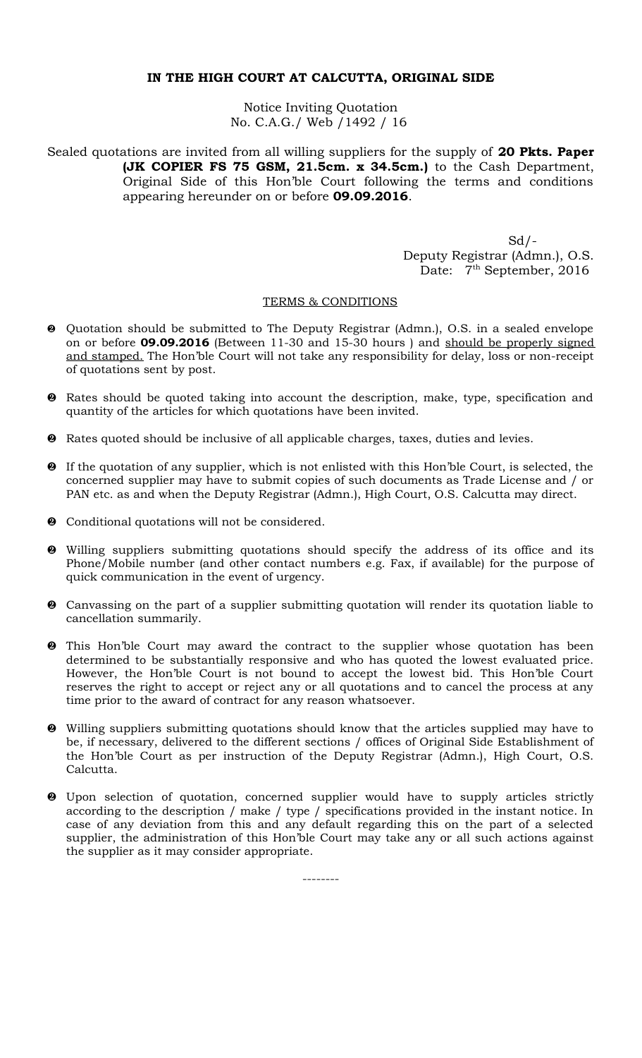**IN THE HIGH COURT AT CALCUTTA, ORIGINAL SIDE**

Notice Inviting Quotation
No. C.A.G./ Web /1492 / 16

Sealed quotations are invited from all willing suppliers for the supply of **20 Pkts. Paper (JK COPIER FS 75 GSM, 21.5cm. x 34.5cm.)** to the Cash Department, Original Side of this Hon'ble Court following the terms and conditions appearing hereunder on or before **09.09.2016**.

Sd/-
Deputy Registrar (Admn.), O.S.
Date: 7th September, 2016

TERMS & CONDITIONS

- Quotation should be submitted to The Deputy Registrar (Admn.), O.S. in a sealed envelope on or before **09.09.2016** (Between 11-30 and 15-30 hours ) and should be properly signed and stamped. The Hon'ble Court will not take any responsibility for delay, loss or non-receipt of quotations sent by post.
- Rates should be quoted taking into account the description, make, type, specification and quantity of the articles for which quotations have been invited.
- Rates quoted should be inclusive of all applicable charges, taxes, duties and levies.
- If the quotation of any supplier, which is not enlisted with this Hon'ble Court, is selected, the concerned supplier may have to submit copies of such documents as Trade License and / or PAN etc. as and when the Deputy Registrar (Admn.), High Court, O.S. Calcutta may direct.
- Conditional quotations will not be considered.
- Willing suppliers submitting quotations should specify the address of its office and its Phone/Mobile number (and other contact numbers e.g. Fax, if available) for the purpose of quick communication in the event of urgency.
- Canvassing on the part of a supplier submitting quotation will render its quotation liable to cancellation summarily.
- This Hon'ble Court may award the contract to the supplier whose quotation has been determined to be substantially responsive and who has quoted the lowest evaluated price. However, the Hon'ble Court is not bound to accept the lowest bid. This Hon'ble Court reserves the right to accept or reject any or all quotations and to cancel the process at any time prior to the award of contract for any reason whatsoever.
- Willing suppliers submitting quotations should know that the articles supplied may have to be, if necessary, delivered to the different sections / offices of Original Side Establishment of the Hon'ble Court as per instruction of the Deputy Registrar (Admn.), High Court, O.S. Calcutta.
- Upon selection of quotation, concerned supplier would have to supply articles strictly according to the description / make / type / specifications provided in the instant notice. In case of any deviation from this and any default regarding this on the part of a selected supplier, the administration of this Hon'ble Court may take any or all such actions against the supplier as it may consider appropriate.

--------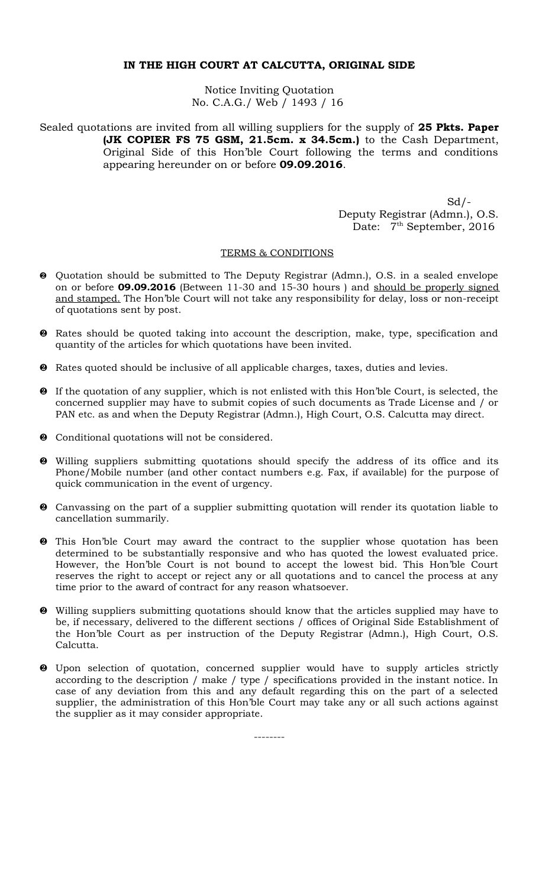**IN THE HIGH COURT AT CALCUTTA, ORIGINAL SIDE**

Notice Inviting Quotation
No. C.A.G./ Web / 1493 / 16

Sealed quotations are invited from all willing suppliers for the supply of **25 Pkts. Paper (JK COPIER FS 75 GSM, 21.5cm. x 34.5cm.)** to the Cash Department, Original Side of this Hon'ble Court following the terms and conditions appearing hereunder on or before **09.09.2016**.

Sd/-
Deputy Registrar (Admn.), O.S.
Date: 7th September, 2016

TERMS & CONDITIONS

- Quotation should be submitted to The Deputy Registrar (Admn.), O.S. in a sealed envelope on or before **09.09.2016** (Between 11-30 and 15-30 hours ) and should be properly signed and stamped. The Hon'ble Court will not take any responsibility for delay, loss or non-receipt of quotations sent by post.

- Rates should be quoted taking into account the description, make, type, specification and quantity of the articles for which quotations have been invited.

- Rates quoted should be inclusive of all applicable charges, taxes, duties and levies.

- If the quotation of any supplier, which is not enlisted with this Hon'ble Court, is selected, the concerned supplier may have to submit copies of such documents as Trade License and / or PAN etc. as and when the Deputy Registrar (Admn.), High Court, O.S. Calcutta may direct.

- Conditional quotations will not be considered.

- Willing suppliers submitting quotations should specify the address of its office and its Phone/Mobile number (and other contact numbers e.g. Fax, if available) for the purpose of quick communication in the event of urgency.

- Canvassing on the part of a supplier submitting quotation will render its quotation liable to cancellation summarily.

- This Hon'ble Court may award the contract to the supplier whose quotation has been determined to be substantially responsive and who has quoted the lowest evaluated price. However, the Hon'ble Court is not bound to accept the lowest bid. This Hon'ble Court reserves the right to accept or reject any or all quotations and to cancel the process at any time prior to the award of contract for any reason whatsoever.

- Willing suppliers submitting quotations should know that the articles supplied may have to be, if necessary, delivered to the different sections / offices of Original Side Establishment of the Hon'ble Court as per instruction of the Deputy Registrar (Admn.), High Court, O.S. Calcutta.

- Upon selection of quotation, concerned supplier would have to supply articles strictly according to the description / make / type / specifications provided in the instant notice. In case of any deviation from this and any default regarding this on the part of a selected supplier, the administration of this Hon'ble Court may take any or all such actions against the supplier as it may consider appropriate.

--------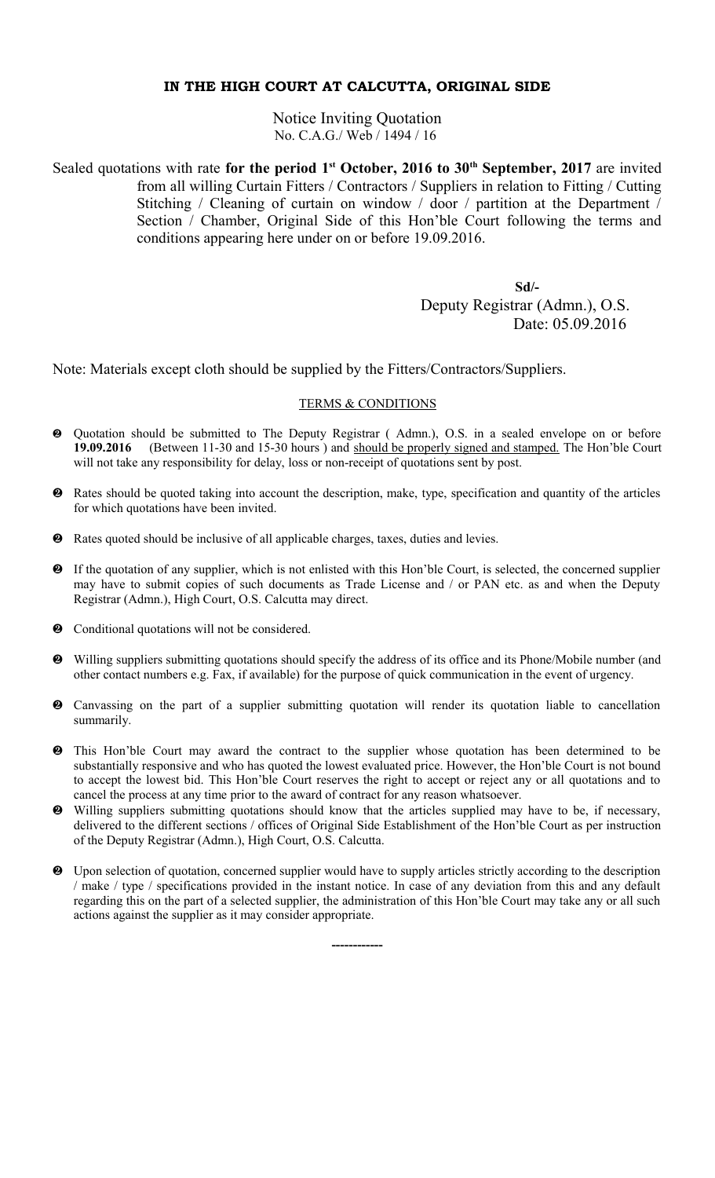**IN THE HIGH COURT AT CALCUTTA, ORIGINAL SIDE**

Notice Inviting Quotation
No. C.A.G./ Web / 1494 / 16

Sealed quotations with rate **for the period 1st October, 2016 to 30th September, 2017** are invited from all willing Curtain Fitters / Contractors / Suppliers in relation to Fitting / Cutting Stitching / Cleaning of curtain on window / door / partition at the Department / Section / Chamber, Original Side of this Hon'ble Court following the terms and conditions appearing here under on or before 19.09.2016.

**Sd/-**
Deputy Registrar (Admn.), O.S.
Date: 05.09.2016

Note: Materials except cloth should be supplied by the Fitters/Contractors/Suppliers.

TERMS & CONDITIONS

- Quotation should be submitted to The Deputy Registrar ( Admn.), O.S. in a sealed envelope on or before **19.09.2016** (Between 11-30 and 15-30 hours ) and should be properly signed and stamped. The Hon'ble Court will not take any responsibility for delay, loss or non-receipt of quotations sent by post.
- Rates should be quoted taking into account the description, make, type, specification and quantity of the articles for which quotations have been invited.
- Rates quoted should be inclusive of all applicable charges, taxes, duties and levies.
- If the quotation of any supplier, which is not enlisted with this Hon'ble Court, is selected, the concerned supplier may have to submit copies of such documents as Trade License and / or PAN etc. as and when the Deputy Registrar (Admn.), High Court, O.S. Calcutta may direct.
- Conditional quotations will not be considered.
- Willing suppliers submitting quotations should specify the address of its office and its Phone/Mobile number (and other contact numbers e.g. Fax, if available) for the purpose of quick communication in the event of urgency.
- Canvassing on the part of a supplier submitting quotation will render its quotation liable to cancellation summarily.
- This Hon'ble Court may award the contract to the supplier whose quotation has been determined to be substantially responsive and who has quoted the lowest evaluated price. However, the Hon'ble Court is not bound to accept the lowest bid. This Hon'ble Court reserves the right to accept or reject any or all quotations and to cancel the process at any time prior to the award of contract for any reason whatsoever.
- Willing suppliers submitting quotations should know that the articles supplied may have to be, if necessary, delivered to the different sections / offices of Original Side Establishment of the Hon'ble Court as per instruction of the Deputy Registrar (Admn.), High Court, O.S. Calcutta.
- Upon selection of quotation, concerned supplier would have to supply articles strictly according to the description / make / type / specifications provided in the instant notice. In case of any deviation from this and any default regarding this on the part of a selected supplier, the administration of this Hon'ble Court may take any or all such actions against the supplier as it may consider appropriate.

------------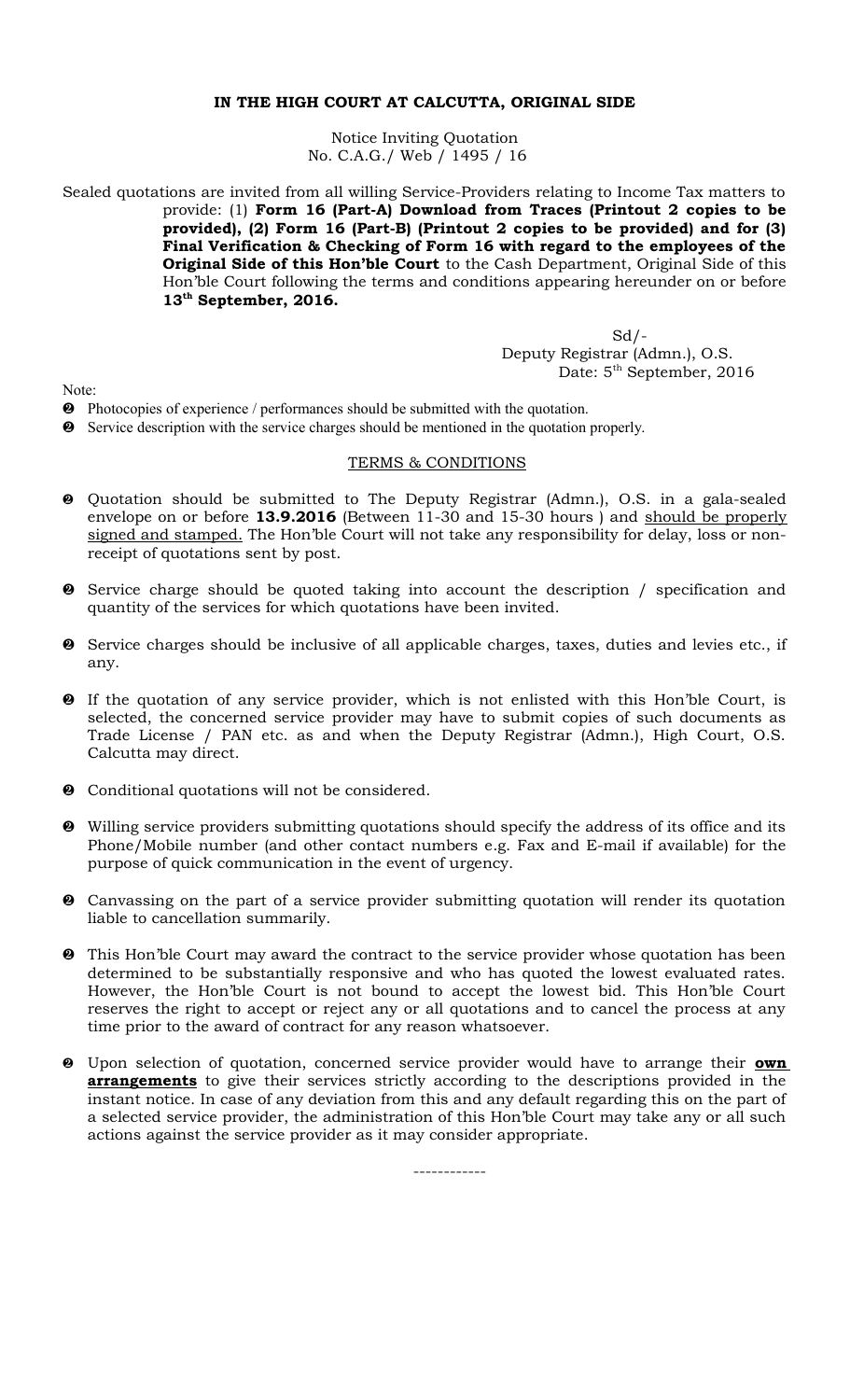**IN THE HIGH COURT AT CALCUTTA, ORIGINAL SIDE**

Notice Inviting Quotation
No. C.A.G./ Web / 1495 / 16

Sealed quotations are invited from all willing Service-Providers relating to Income Tax matters to provide: (1) **Form 16 (Part-A) Download from Traces (Printout 2 copies to be provided), (2) Form 16 (Part-B) (Printout 2 copies to be provided) and for (3) Final Verification & Checking of Form 16 with regard to the employees of the Original Side of this Hon'ble Court** to the Cash Department, Original Side of this Hon'ble Court following the terms and conditions appearing hereunder on or before **13th September, 2016.**

Sd/-
Deputy Registrar (Admn.), O.S.
Date: 5th September, 2016

Note:

- Photocopies of experience / performances should be submitted with the quotation.
- Service description with the service charges should be mentioned in the quotation properly.

## TERMS & CONDITIONS

- Quotation should be submitted to The Deputy Registrar (Admn.), O.S. in a gala-sealed envelope on or before **13.9.2016** (Between 11-30 and 15-30 hours ) and <u>should be properly signed and stamped.</u> The Hon'ble Court will not take any responsibility for delay, loss or non-receipt of quotations sent by post.
- Service charge should be quoted taking into account the description / specification and quantity of the services for which quotations have been invited.
- Service charges should be inclusive of all applicable charges, taxes, duties and levies etc., if any.
- If the quotation of any service provider, which is not enlisted with this Hon'ble Court, is selected, the concerned service provider may have to submit copies of such documents as Trade License / PAN etc. as and when the Deputy Registrar (Admn.), High Court, O.S. Calcutta may direct.
- Conditional quotations will not be considered.
- Willing service providers submitting quotations should specify the address of its office and its Phone/Mobile number (and other contact numbers e.g. Fax and E-mail if available) for the purpose of quick communication in the event of urgency.
- Canvassing on the part of a service provider submitting quotation will render its quotation liable to cancellation summarily.
- This Hon'ble Court may award the contract to the service provider whose quotation has been determined to be substantially responsive and who has quoted the lowest evaluated rates. However, the Hon'ble Court is not bound to accept the lowest bid. This Hon'ble Court reserves the right to accept or reject any or all quotations and to cancel the process at any time prior to the award of contract for any reason whatsoever.
- Upon selection of quotation, concerned service provider would have to arrange their **<u>own arrangements</u>** to give their services strictly according to the descriptions provided in the instant notice. In case of any deviation from this and any default regarding this on the part of a selected service provider, the administration of this Hon'ble Court may take any or all such actions against the service provider as it may consider appropriate.

------------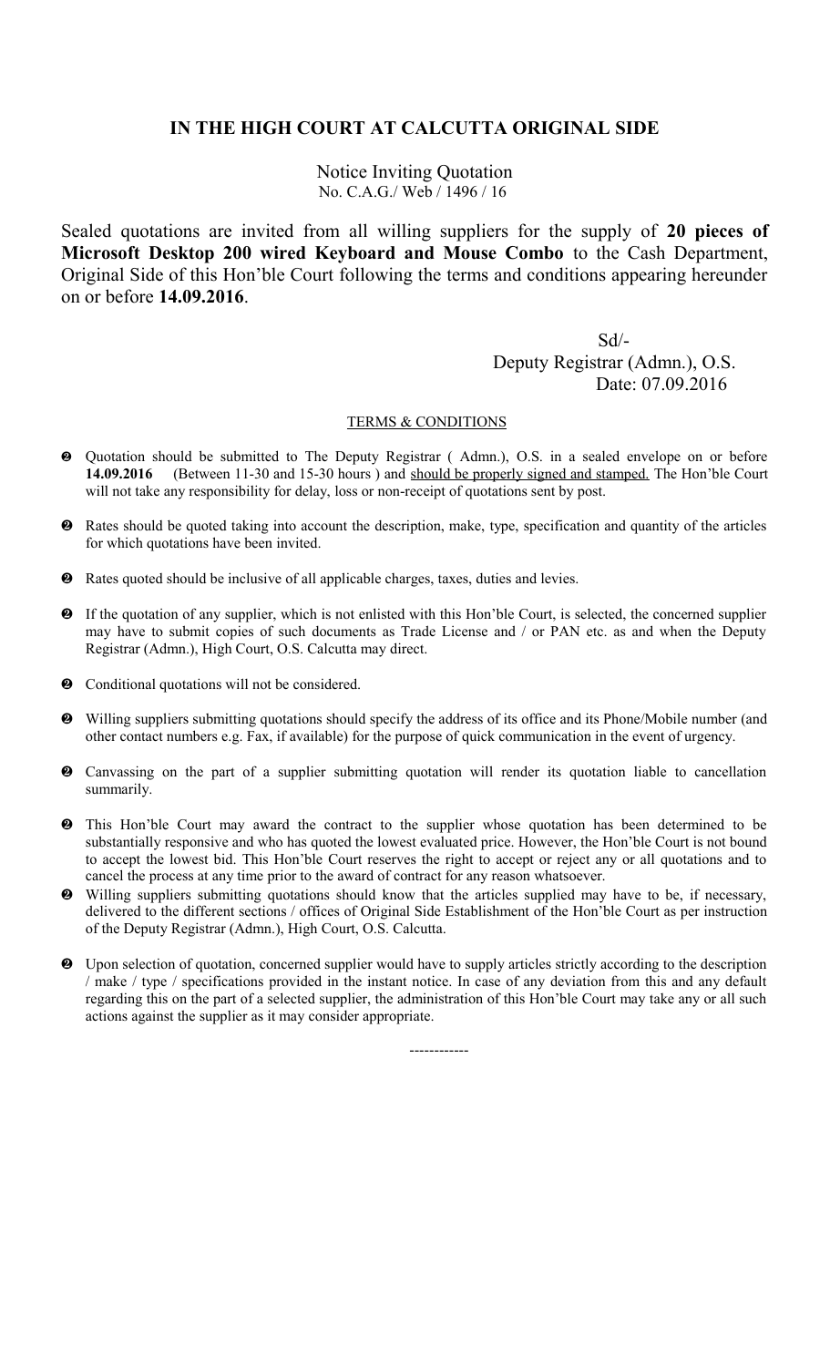## IN THE HIGH COURT AT CALCUTTA ORIGINAL SIDE

Notice Inviting Quotation
No. C.A.G./ Web / 1496 / 16

Sealed quotations are invited from all willing suppliers for the supply of **20 pieces of Microsoft Desktop 200 wired Keyboard and Mouse Combo** to the Cash Department, Original Side of this Hon'ble Court following the terms and conditions appearing hereunder on or before **14.09.2016**.

Sd/-
Deputy Registrar (Admn.), O.S.
Date: 07.09.2016

TERMS & CONDITIONS

- Quotation should be submitted to The Deputy Registrar ( Admn.), O.S. in a sealed envelope on or before **14.09.2016** (Between 11-30 and 15-30 hours ) and should be properly signed and stamped. The Hon'ble Court will not take any responsibility for delay, loss or non-receipt of quotations sent by post.
- Rates should be quoted taking into account the description, make, type, specification and quantity of the articles for which quotations have been invited.
- Rates quoted should be inclusive of all applicable charges, taxes, duties and levies.
- If the quotation of any supplier, which is not enlisted with this Hon'ble Court, is selected, the concerned supplier may have to submit copies of such documents as Trade License and / or PAN etc. as and when the Deputy Registrar (Admn.), High Court, O.S. Calcutta may direct.
- Conditional quotations will not be considered.
- Willing suppliers submitting quotations should specify the address of its office and its Phone/Mobile number (and other contact numbers e.g. Fax, if available) for the purpose of quick communication in the event of urgency.
- Canvassing on the part of a supplier submitting quotation will render its quotation liable to cancellation summarily.
- This Hon'ble Court may award the contract to the supplier whose quotation has been determined to be substantially responsive and who has quoted the lowest evaluated price. However, the Hon'ble Court is not bound to accept the lowest bid. This Hon'ble Court reserves the right to accept or reject any or all quotations and to cancel the process at any time prior to the award of contract for any reason whatsoever.
- Willing suppliers submitting quotations should know that the articles supplied may have to be, if necessary, delivered to the different sections / offices of Original Side Establishment of the Hon'ble Court as per instruction of the Deputy Registrar (Admn.), High Court, O.S. Calcutta.
- Upon selection of quotation, concerned supplier would have to supply articles strictly according to the description / make / type / specifications provided in the instant notice. In case of any deviation from this and any default regarding this on the part of a selected supplier, the administration of this Hon'ble Court may take any or all such actions against the supplier as it may consider appropriate.

------------